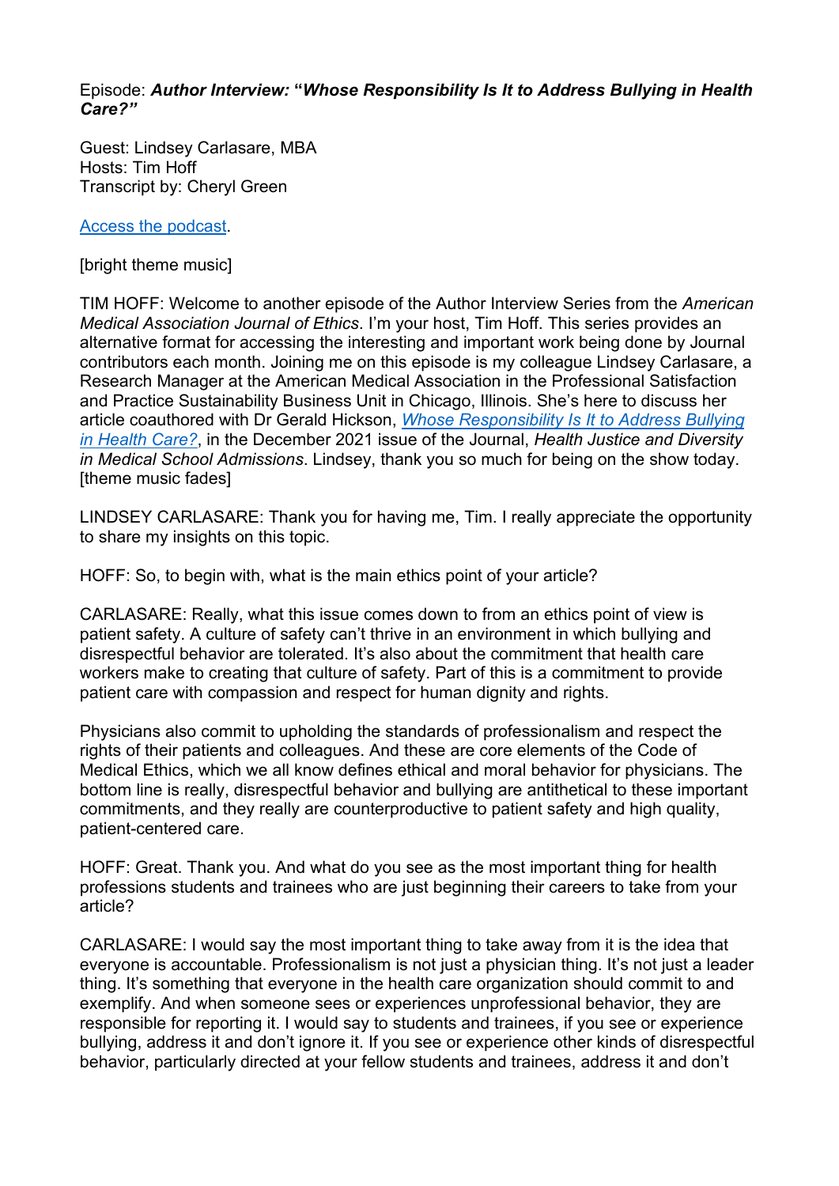Episode: ***Author Interview: "Whose Responsibility Is It to Address Bullying in Health Care?"***

Guest: Lindsey Carlasare, MBA
Hosts: Tim Hoff
Transcript by: Cheryl Green

[Access the podcast](#).

[bright theme music]

TIM HOFF: Welcome to another episode of the Author Interview Series from the *American Medical Association Journal of Ethics*. I'm your host, Tim Hoff. This series provides an alternative format for accessing the interesting and important work being done by Journal contributors each month. Joining me on this episode is my colleague Lindsey Carlasare, a Research Manager at the American Medical Association in the Professional Satisfaction and Practice Sustainability Business Unit in Chicago, Illinois. She's here to discuss her article coauthored with Dr Gerald Hickson, [*Whose Responsibility Is It to Address Bullying in Health Care?*](#), in the December 2021 issue of the Journal, *Health Justice and Diversity in Medical School Admissions*. Lindsey, thank you so much for being on the show today. [theme music fades]

LINDSEY CARLASARE: Thank you for having me, Tim. I really appreciate the opportunity to share my insights on this topic.

HOFF: So, to begin with, what is the main ethics point of your article?

CARLASARE: Really, what this issue comes down to from an ethics point of view is patient safety. A culture of safety can't thrive in an environment in which bullying and disrespectful behavior are tolerated. It's also about the commitment that health care workers make to creating that culture of safety. Part of this is a commitment to provide patient care with compassion and respect for human dignity and rights.

Physicians also commit to upholding the standards of professionalism and respect the rights of their patients and colleagues. And these are core elements of the Code of Medical Ethics, which we all know defines ethical and moral behavior for physicians. The bottom line is really, disrespectful behavior and bullying are antithetical to these important commitments, and they really are counterproductive to patient safety and high quality, patient-centered care.

HOFF: Great. Thank you. And what do you see as the most important thing for health professions students and trainees who are just beginning their careers to take from your article?

CARLASARE: I would say the most important thing to take away from it is the idea that everyone is accountable. Professionalism is not just a physician thing. It's not just a leader thing. It's something that everyone in the health care organization should commit to and exemplify. And when someone sees or experiences unprofessional behavior, they are responsible for reporting it. I would say to students and trainees, if you see or experience bullying, address it and don't ignore it. If you see or experience other kinds of disrespectful behavior, particularly directed at your fellow students and trainees, address it and don't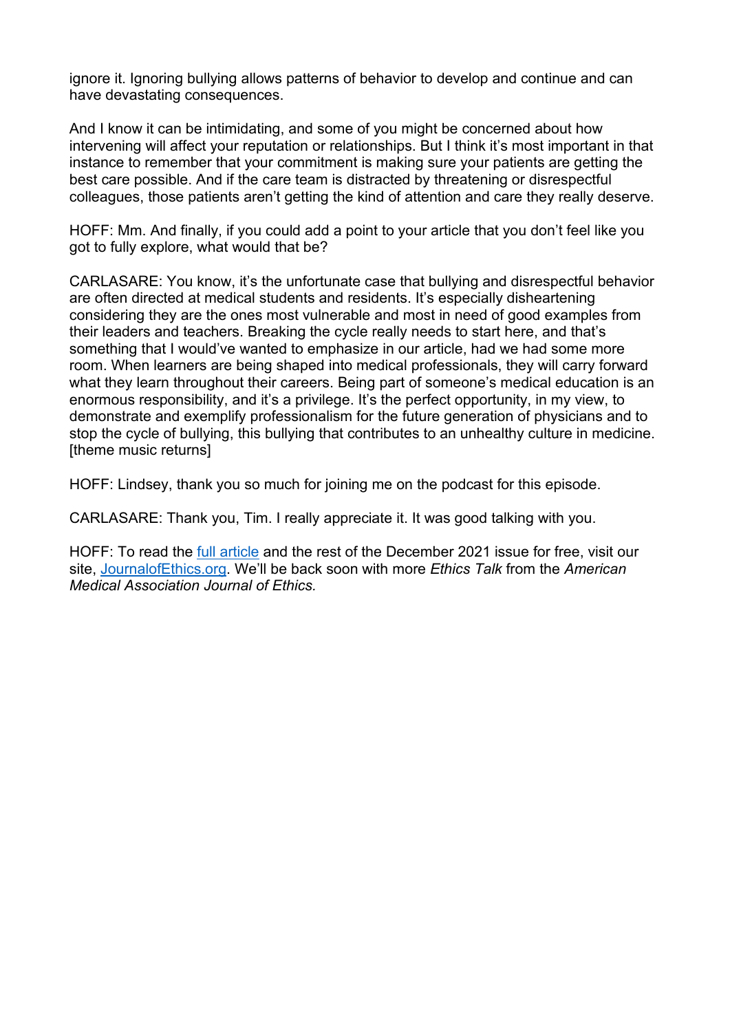ignore it. Ignoring bullying allows patterns of behavior to develop and continue and can have devastating consequences.

And I know it can be intimidating, and some of you might be concerned about how intervening will affect your reputation or relationships. But I think it's most important in that instance to remember that your commitment is making sure your patients are getting the best care possible. And if the care team is distracted by threatening or disrespectful colleagues, those patients aren't getting the kind of attention and care they really deserve.

HOFF: Mm. And finally, if you could add a point to your article that you don't feel like you got to fully explore, what would that be?

CARLASARE: You know, it's the unfortunate case that bullying and disrespectful behavior are often directed at medical students and residents. It's especially disheartening considering they are the ones most vulnerable and most in need of good examples from their leaders and teachers. Breaking the cycle really needs to start here, and that's something that I would've wanted to emphasize in our article, had we had some more room. When learners are being shaped into medical professionals, they will carry forward what they learn throughout their careers. Being part of someone's medical education is an enormous responsibility, and it's a privilege. It's the perfect opportunity, in my view, to demonstrate and exemplify professionalism for the future generation of physicians and to stop the cycle of bullying, this bullying that contributes to an unhealthy culture in medicine. [theme music returns]

HOFF: Lindsey, thank you so much for joining me on the podcast for this episode.

CARLASARE: Thank you, Tim. I really appreciate it. It was good talking with you.

HOFF: To read the full article and the rest of the December 2021 issue for free, visit our site, JournalofEthics.org. We'll be back soon with more *Ethics Talk* from the *American Medical Association Journal of Ethics*.